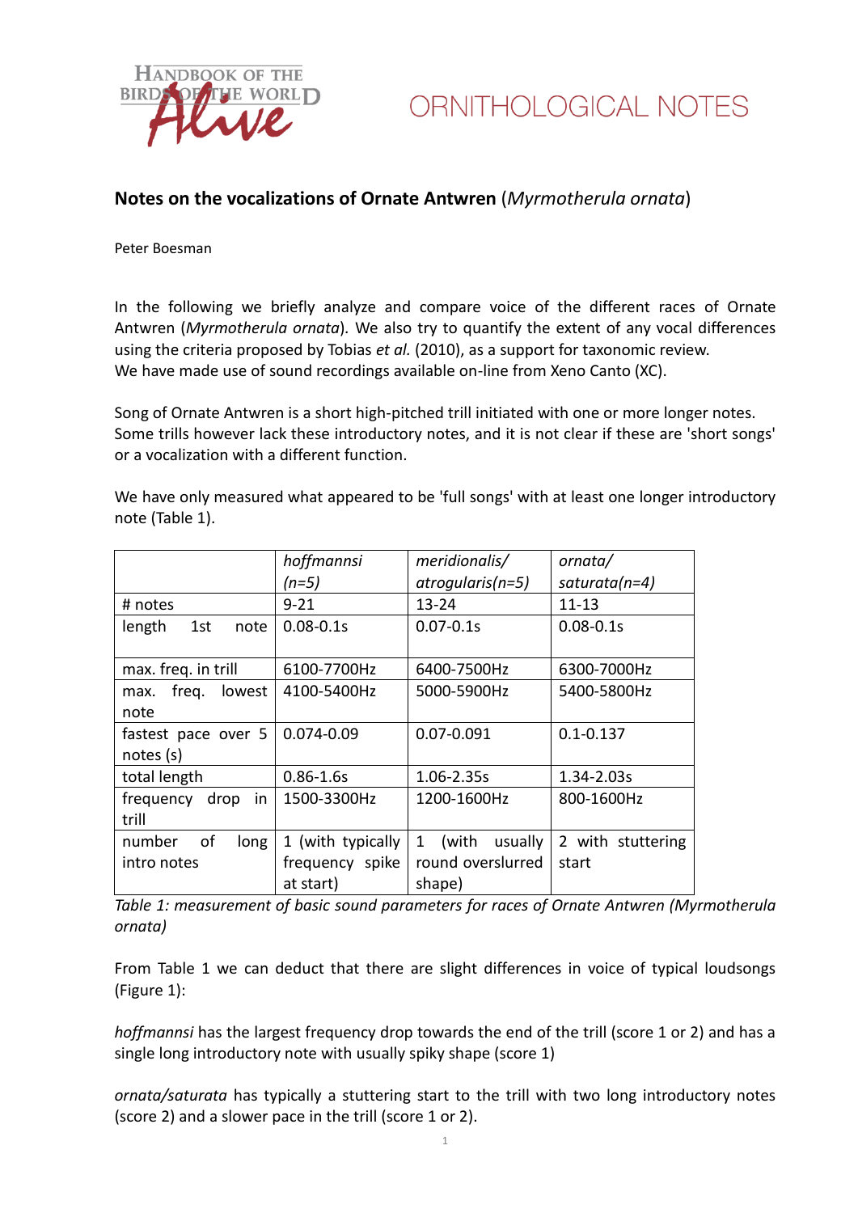## Notes on the vocalizations of Ornate Antwren (*Myrmotherula ornata*)

Peter Boesman

In the following we briefly analyze and compare voice of the different races of Ornate Antwren (*Myrmotherula ornata*). We also try to quantify the extent of any vocal differences using the criteria proposed by Tobias *et al.* (2010), as a support for taxonomic review. We have made use of sound recordings available on-line from Xeno Canto (XC).

Song of Ornate Antwren is a short high-pitched trill initiated with one or more longer notes. Some trills however lack these introductory notes, and it is not clear if these are 'short songs' or a vocalization with a different function.

We have only measured what appeared to be 'full songs' with at least one longer introductory note (Table 1).

| | *hoffmannsi (n=5)* | *meridionalis/ atrogularis(n=5)* | *ornata/ saturata(n=4)* |
|---|---|---|---|
| # notes | 9-21 | 13-24 | 11-13 |
| length 1st note | 0.08-0.1s | 0.07-0.1s | 0.08-0.1s |
| max. freq. in trill | 6100-7700Hz | 6400-7500Hz | 6300-7000Hz |
| max. freq. lowest note | 4100-5400Hz | 5000-5900Hz | 5400-5800Hz |
| fastest pace over 5 notes (s) | 0.074-0.09 | 0.07-0.091 | 0.1-0.137 |
| total length | 0.86-1.6s | 1.06-2.35s | 1.34-2.03s |
| frequency drop in trill | 1500-3300Hz | 1200-1600Hz | 800-1600Hz |
| number of long intro notes | 1 (with typically frequency spike at start) | 1 (with usually round overslurred shape) | 2 with stuttering start |

*Table 1: measurement of basic sound parameters for races of Ornate Antwren (Myrmotherula ornata)*

From Table 1 we can deduct that there are slight differences in voice of typical loudsongs (Figure 1):

*hoffmannsi* has the largest frequency drop towards the end of the trill (score 1 or 2) and has a single long introductory note with usually spiky shape (score 1)

*ornata/saturata* has typically a stuttering start to the trill with two long introductory notes (score 2) and a slower pace in the trill (score 1 or 2).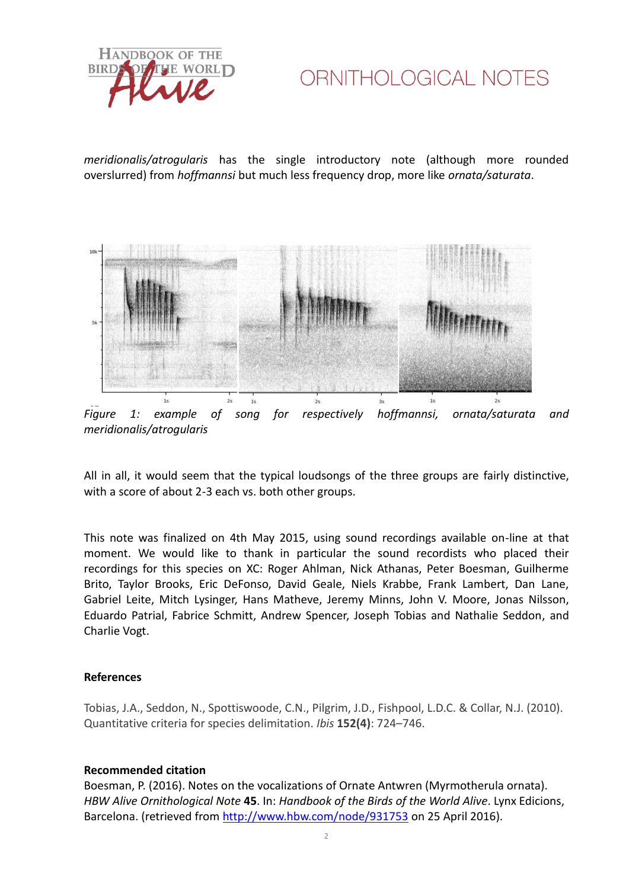*meridionalis/atrogularis* has the single introductory note (although more rounded overslurred) from *hoffmannsi* but much less frequency drop, more like *ornata/saturata*.

10k
5k
1s
2s
1s
2s
3s
1s
2s

*Figure 1: example of song for respectively hoffmannsi, ornata/saturata and meridionalis/atrogularis*

All in all, it would seem that the typical loudsongs of the three groups are fairly distinctive, with a score of about 2-3 each vs. both other groups.

This note was finalized on 4th May 2015, using sound recordings available on-line at that moment. We would like to thank in particular the sound recordists who placed their recordings for this species on XC: Roger Ahlman, Nick Athanas, Peter Boesman, Guilherme Brito, Taylor Brooks, Eric DeFonso, David Geale, Niels Krabbe, Frank Lambert, Dan Lane, Gabriel Leite, Mitch Lysinger, Hans Matheve, Jeremy Minns, John V. Moore, Jonas Nilsson, Eduardo Patrial, Fabrice Schmitt, Andrew Spencer, Joseph Tobias and Nathalie Seddon, and Charlie Vogt.

**References**

Tobias, J.A., Seddon, N., Spottiswoode, C.N., Pilgrim, J.D., Fishpool, L.D.C. & Collar, N.J. (2010). Quantitative criteria for species delimitation. *Ibis* **152(4)**: 724–746.

**Recommended citation**

Boesman, P. (2016). Notes on the vocalizations of Ornate Antwren (Myrmotherula ornata). *HBW Alive Ornithological Note* **45**. In: *Handbook of the Birds of the World Alive*. Lynx Edicions, Barcelona. (retrieved from http://www.hbw.com/node/931753 on 25 April 2016).